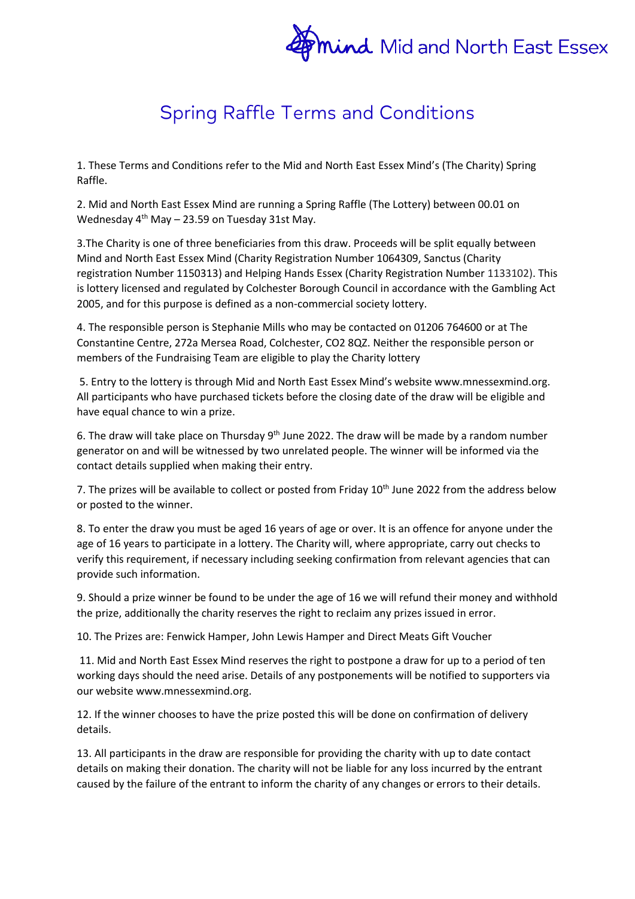Mind Mid and North East Essex

# Spring Raffle Terms and Conditions

1. These Terms and Conditions refer to the Mid and North East Essex Mind's (The Charity) Spring Raffle.

2. Mid and North East Essex Mind are running a Spring Raffle (The Lottery) between 00.01 on Wednesday 4th May – 23.59 on Tuesday 31st May.

3.The Charity is one of three beneficiaries from this draw. Proceeds will be split equally between Mind and North East Essex Mind (Charity Registration Number 1064309, Sanctus (Charity registration Number 1150313) and Helping Hands Essex (Charity Registration Number 1133102). This is lottery licensed and regulated by Colchester Borough Council in accordance with the Gambling Act 2005, and for this purpose is defined as a non-commercial society lottery.

4. The responsible person is Stephanie Mills who may be contacted on 01206 764600 or at The Constantine Centre, 272a Mersea Road, Colchester, CO2 8QZ. Neither the responsible person or members of the Fundraising Team are eligible to play the Charity lottery

5. Entry to the lottery is through Mid and North East Essex Mind's website www.mnessexmind.org. All participants who have purchased tickets before the closing date of the draw will be eligible and have equal chance to win a prize.

6. The draw will take place on Thursday 9th June 2022. The draw will be made by a random number generator on and will be witnessed by two unrelated people. The winner will be informed via the contact details supplied when making their entry.

7. The prizes will be available to collect or posted from Friday 10th June 2022 from the address below or posted to the winner.

8. To enter the draw you must be aged 16 years of age or over. It is an offence for anyone under the age of 16 years to participate in a lottery. The Charity will, where appropriate, carry out checks to verify this requirement, if necessary including seeking confirmation from relevant agencies that can provide such information.

9. Should a prize winner be found to be under the age of 16 we will refund their money and withhold the prize, additionally the charity reserves the right to reclaim any prizes issued in error.

10. The Prizes are: Fenwick Hamper, John Lewis Hamper and Direct Meats Gift Voucher

11. Mid and North East Essex Mind reserves the right to postpone a draw for up to a period of ten working days should the need arise. Details of any postponements will be notified to supporters via our website www.mnessexmind.org.

12. If the winner chooses to have the prize posted this will be done on confirmation of delivery details.

13. All participants in the draw are responsible for providing the charity with up to date contact details on making their donation. The charity will not be liable for any loss incurred by the entrant caused by the failure of the entrant to inform the charity of any changes or errors to their details.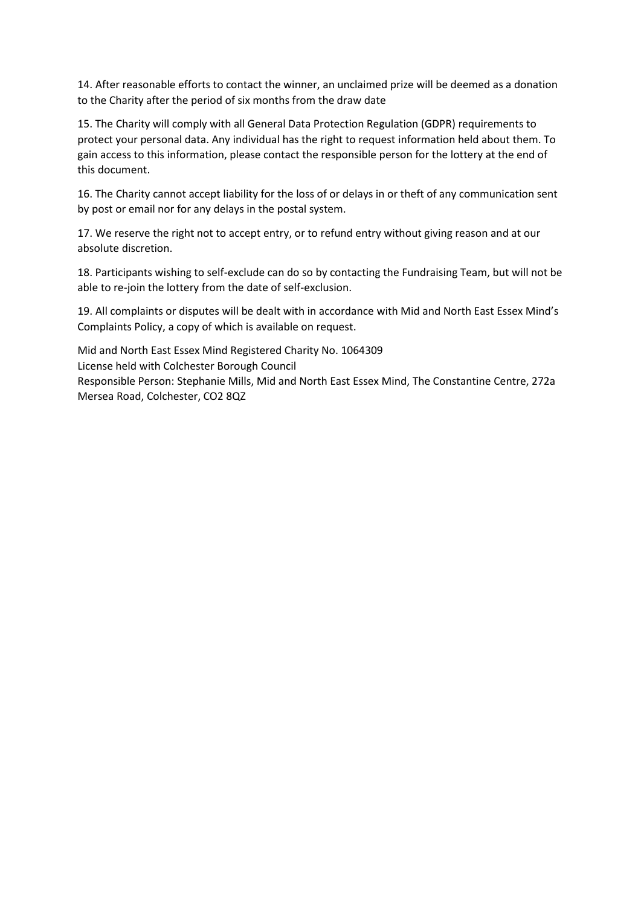14. After reasonable efforts to contact the winner, an unclaimed prize will be deemed as a donation to the Charity after the period of six months from the draw date

15. The Charity will comply with all General Data Protection Regulation (GDPR) requirements to protect your personal data. Any individual has the right to request information held about them. To gain access to this information, please contact the responsible person for the lottery at the end of this document.

16. The Charity cannot accept liability for the loss of or delays in or theft of any communication sent by post or email nor for any delays in the postal system.

17. We reserve the right not to accept entry, or to refund entry without giving reason and at our absolute discretion.

18. Participants wishing to self-exclude can do so by contacting the Fundraising Team, but will not be able to re-join the lottery from the date of self-exclusion.

19. All complaints or disputes will be dealt with in accordance with Mid and North East Essex Mind's Complaints Policy, a copy of which is available on request.

Mid and North East Essex Mind Registered Charity No. 1064309
License held with Colchester Borough Council
Responsible Person: Stephanie Mills, Mid and North East Essex Mind, The Constantine Centre, 272a Mersea Road, Colchester, CO2 8QZ